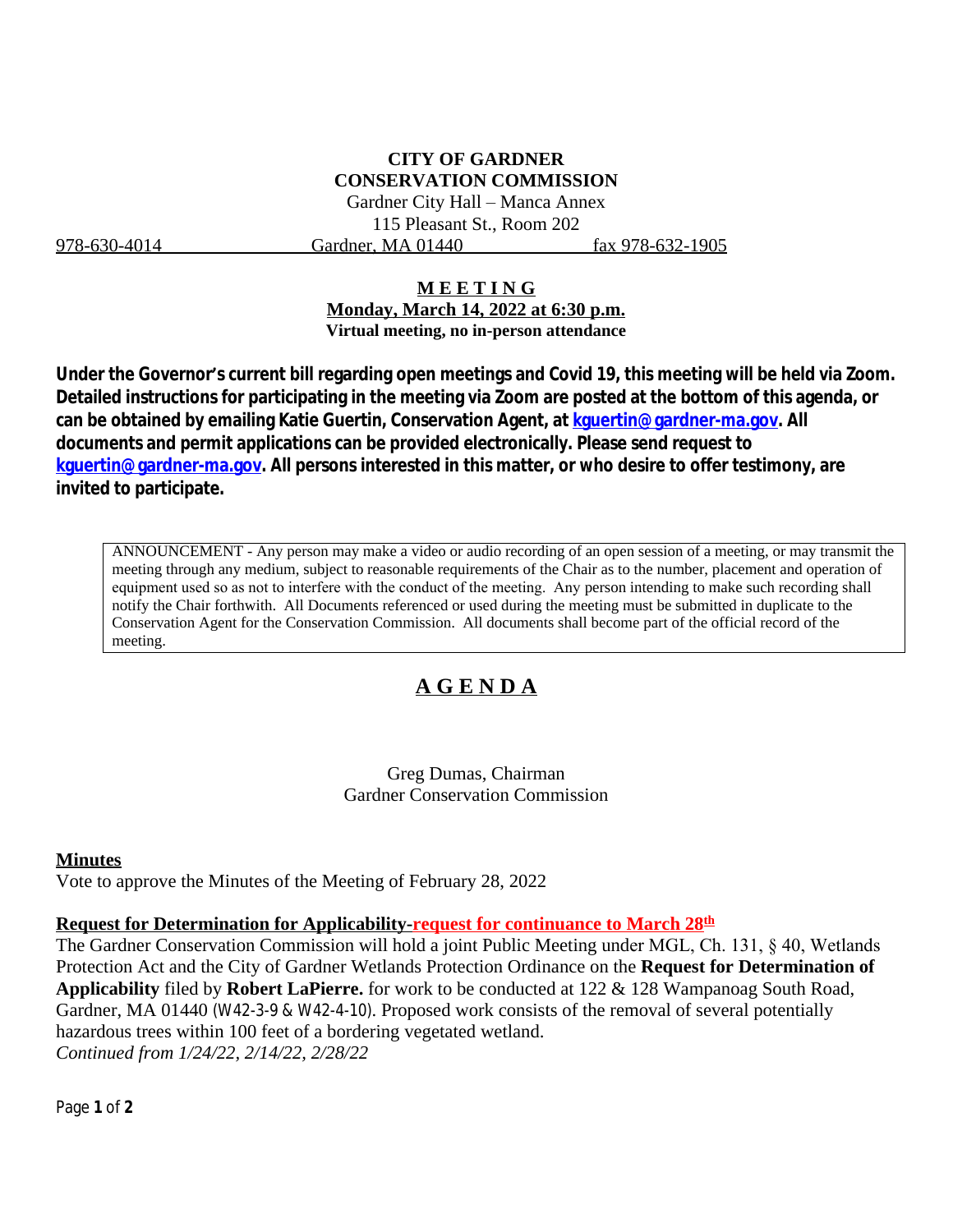**CITY OF GARDNER**
**CONSERVATION COMMISSION**
Gardner City Hall – Manca Annex
115 Pleasant St., Room 202

978-630-4014 Gardner, MA 01440 fax 978-632-1905

## MEETING

**Monday, March 14, 2022 at 6:30 p.m.**
**Virtual meeting, no in-person attendance**

**Under the Governor's current bill regarding open meetings and Covid 19, this meeting will be held via Zoom. Detailed instructions for participating in the meeting via Zoom are posted at the bottom of this agenda, or can be obtained by emailing Katie Guertin, Conservation Agent, at kguertin@gardner-ma.gov. All documents and permit applications can be provided electronically. Please send request to kguertin@gardner-ma.gov. All persons interested in this matter, or who desire to offer testimony, are invited to participate.**

ANNOUNCEMENT - Any person may make a video or audio recording of an open session of a meeting, or may transmit the meeting through any medium, subject to reasonable requirements of the Chair as to the number, placement and operation of equipment used so as not to interfere with the conduct of the meeting. Any person intending to make such recording shall notify the Chair forthwith. All Documents referenced or used during the meeting must be submitted in duplicate to the Conservation Agent for the Conservation Commission. All documents shall become part of the official record of the meeting.

## AGENDA

Greg Dumas, Chairman
Gardner Conservation Commission

**Minutes**

Vote to approve the Minutes of the Meeting of February 28, 2022

**Request for Determination for Applicability-request for continuance to March 28th**

The Gardner Conservation Commission will hold a joint Public Meeting under MGL, Ch. 131, § 40, Wetlands Protection Act and the City of Gardner Wetlands Protection Ordinance on the **Request for Determination of Applicability** filed by **Robert LaPierre.** for work to be conducted at 122 & 128 Wampanoag South Road, Gardner, MA 01440 (W42-3-9 & W42-4-10). Proposed work consists of the removal of several potentially hazardous trees within 100 feet of a bordering vegetated wetland.
*Continued from 1/24/22, 2/14/22, 2/28/22*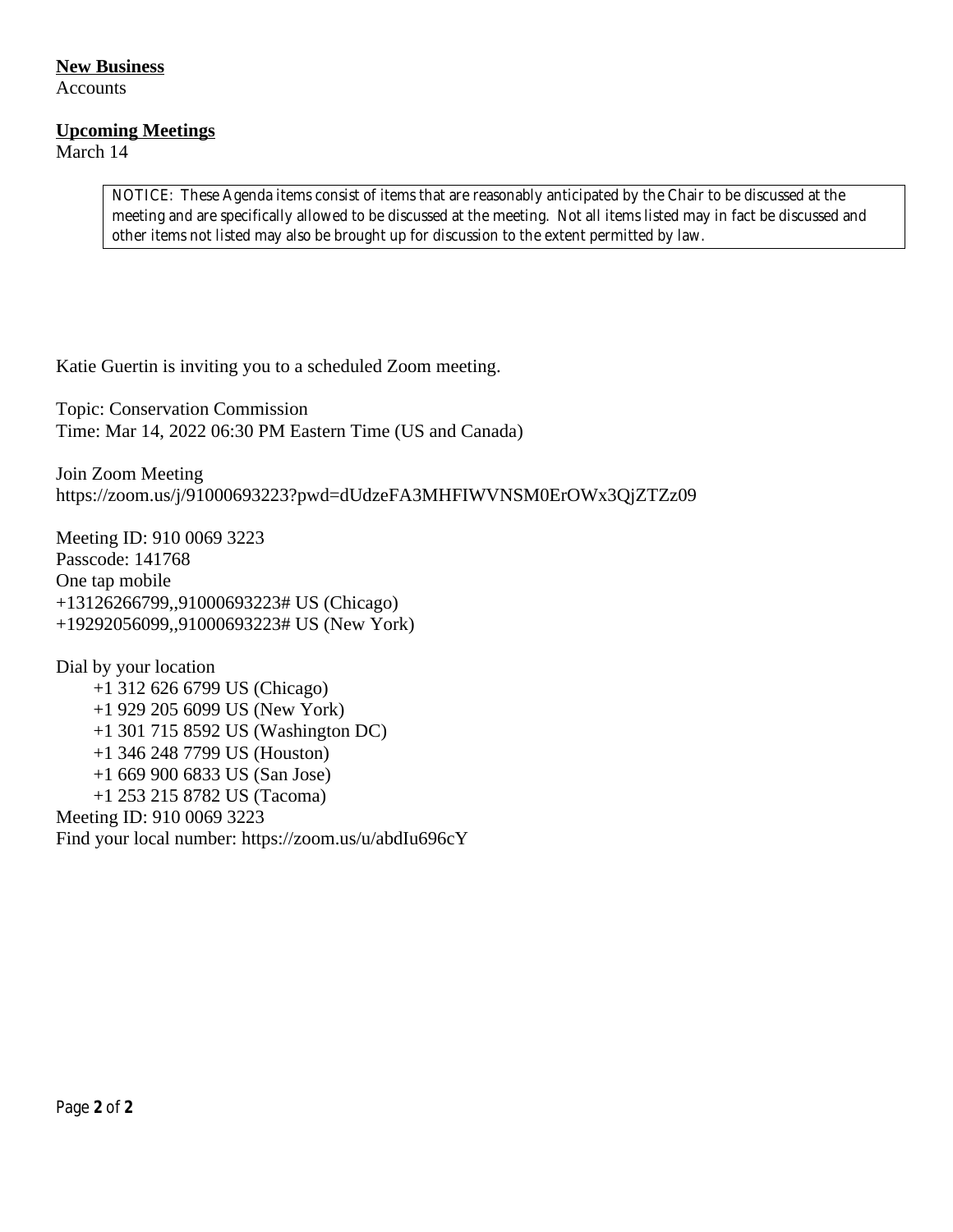**<u>New Business</u>**
Accounts

**<u>Upcoming Meetings</u>**
March 14

> NOTICE: These Agenda items consist of items that are reasonably anticipated by the Chair to be discussed at the meeting and are specifically allowed to be discussed at the meeting. Not all items listed may in fact be discussed and other items not listed may also be brought up for discussion to the extent permitted by law.

Katie Guertin is inviting you to a scheduled Zoom meeting.

Topic: Conservation Commission
Time: Mar 14, 2022 06:30 PM Eastern Time (US and Canada)

Join Zoom Meeting
https://zoom.us/j/91000693223?pwd=dUdzeFA3MHFIWVNSM0ErOWx3QjZTZz09

Meeting ID: 910 0069 3223
Passcode: 141768
One tap mobile
+13126266799,,91000693223# US (Chicago)
+19292056099,,91000693223# US (New York)

Dial by your location
- +1 312 626 6799 US (Chicago)
- +1 929 205 6099 US (New York)
- +1 301 715 8592 US (Washington DC)
- +1 346 248 7799 US (Houston)
- +1 669 900 6833 US (San Jose)
- +1 253 215 8782 US (Tacoma)

Meeting ID: 910 0069 3223
Find your local number: https://zoom.us/u/abdIu696cY